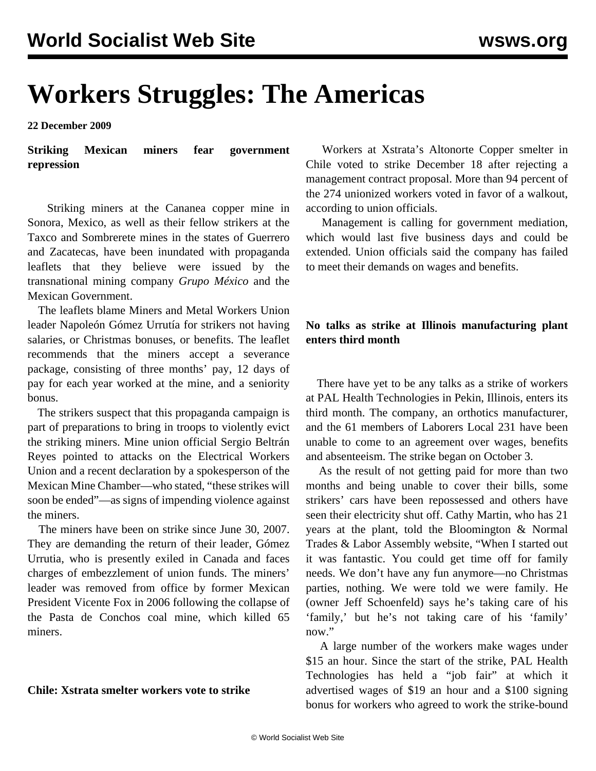# Workers Struggles: The Americas

**22 December 2009**

### Striking Mexican miners fear government repression

Striking miners at the Cananea copper mine in Sonora, Mexico, as well as their fellow strikers at the Taxco and Sombrerete mines in the states of Guerrero and Zacatecas, have been inundated with propaganda leaflets that they believe were issued by the transnational mining company *Grupo México* and the Mexican Government.

The leaflets blame Miners and Metal Workers Union leader Napoleón Gómez Urrutía for strikers not having salaries, or Christmas bonuses, or benefits. The leaflet recommends that the miners accept a severance package, consisting of three months' pay, 12 days of pay for each year worked at the mine, and a seniority bonus.

The strikers suspect that this propaganda campaign is part of preparations to bring in troops to violently evict the striking miners. Mine union official Sergio Beltrán Reyes pointed to attacks on the Electrical Workers Union and a recent declaration by a spokesperson of the Mexican Mine Chamber—who stated, "these strikes will soon be ended"—as signs of impending violence against the miners.

The miners have been on strike since June 30, 2007. They are demanding the return of their leader, Gómez Urrutia, who is presently exiled in Canada and faces charges of embezzlement of union funds. The miners' leader was removed from office by former Mexican President Vicente Fox in 2006 following the collapse of the Pasta de Conchos coal mine, which killed 65 miners.

### Chile: Xstrata smelter workers vote to strike

Workers at Xstrata's Altonorte Copper smelter in Chile voted to strike December 18 after rejecting a management contract proposal. More than 94 percent of the 274 unionized workers voted in favor of a walkout, according to union officials.

Management is calling for government mediation, which would last five business days and could be extended. Union officials said the company has failed to meet their demands on wages and benefits.

### No talks as strike at Illinois manufacturing plant enters third month

There have yet to be any talks as a strike of workers at PAL Health Technologies in Pekin, Illinois, enters its third month. The company, an orthotics manufacturer, and the 61 members of Laborers Local 231 have been unable to come to an agreement over wages, benefits and absenteeism. The strike began on October 3.

As the result of not getting paid for more than two months and being unable to cover their bills, some strikers' cars have been repossessed and others have seen their electricity shut off. Cathy Martin, who has 21 years at the plant, told the Bloomington & Normal Trades & Labor Assembly website, "When I started out it was fantastic. You could get time off for family needs. We don't have any fun anymore—no Christmas parties, nothing. We were told we were family. He (owner Jeff Schoenfeld) says he's taking care of his 'family,' but he's not taking care of his 'family' now."

A large number of the workers make wages under $15 an hour. Since the start of the strike, PAL Health Technologies has held a "job fair" at which it advertised wages of $19 an hour and a $100 signing bonus for workers who agreed to work the strike-bound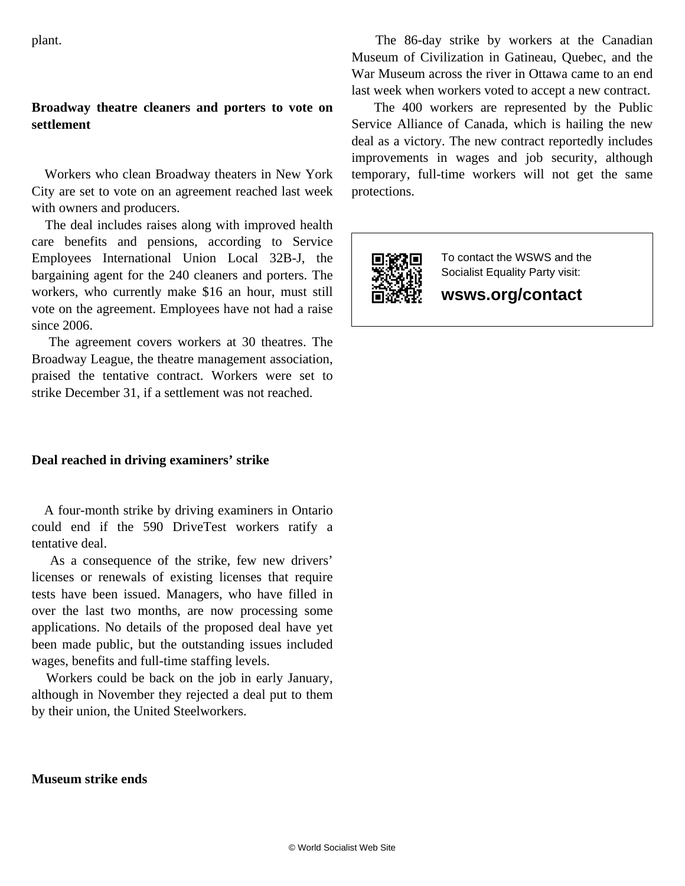plant.

### Broadway theatre cleaners and porters to vote on settlement

Workers who clean Broadway theaters in New York City are set to vote on an agreement reached last week with owners and producers.

The deal includes raises along with improved health care benefits and pensions, according to Service Employees International Union Local 32B-J, the bargaining agent for the 240 cleaners and porters. The workers, who currently make $16 an hour, must still vote on the agreement. Employees have not had a raise since 2006.

The agreement covers workers at 30 theatres. The Broadway League, the theatre management association, praised the tentative contract. Workers were set to strike December 31, if a settlement was not reached.

### Deal reached in driving examiners' strike

A four-month strike by driving examiners in Ontario could end if the 590 DriveTest workers ratify a tentative deal.

As a consequence of the strike, few new drivers' licenses or renewals of existing licenses that require tests have been issued. Managers, who have filled in over the last two months, are now processing some applications. No details of the proposed deal have yet been made public, but the outstanding issues included wages, benefits and full-time staffing levels.

Workers could be back on the job in early January, although in November they rejected a deal put to them by their union, the United Steelworkers.

### Museum strike ends

The 86-day strike by workers at the Canadian Museum of Civilization in Gatineau, Quebec, and the War Museum across the river in Ottawa came to an end last week when workers voted to accept a new contract.

The 400 workers are represented by the Public Service Alliance of Canada, which is hailing the new deal as a victory. The new contract reportedly includes improvements in wages and job security, although temporary, full-time workers will not get the same protections.

To contact the WSWS and the Socialist Equality Party visit:

**wsws.org/contact**